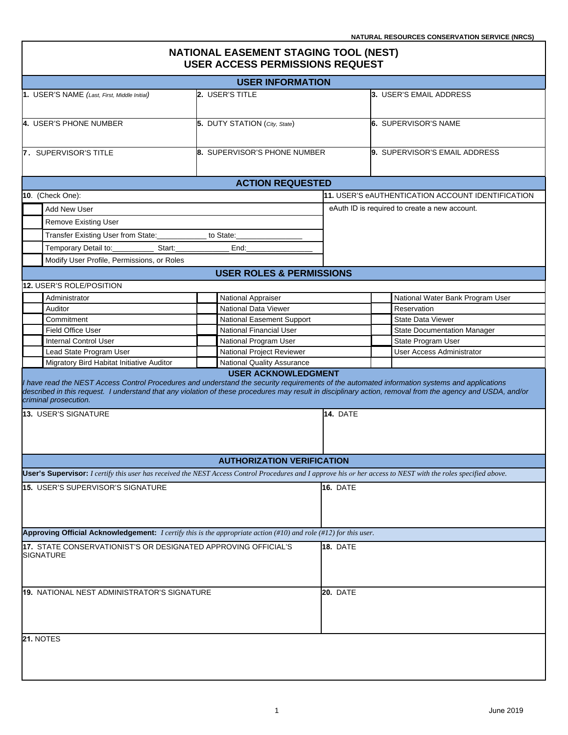NATURAL RESOURCES CONSERVATION SERVICE (NRCS)

# NATIONAL EASEMENT STAGING TOOL (NEST)
# USER ACCESS PERMISSIONS REQUEST

## USER INFORMATION

| | | |
|---|---|---|
| **1.** USER'S NAME (*Last, First, Middle Initial*) | **2.** USER'S TITLE | **3.** USER'S EMAIL ADDRESS |
| **4.** USER'S PHONE NUMBER | **5.** DUTY STATION (*City, State*) | **6.** SUPERVISOR'S NAME |
| **7.** SUPERVISOR'S TITLE | **8.** SUPERVISOR'S PHONE NUMBER | **9.** SUPERVISOR'S EMAIL ADDRESS |

## ACTION REQUESTED

| **10.** (Check One): | | **11.** USER'S eAUTHENTICATION ACCOUNT IDENTIFICATION |
|---|---|---|
| ☐ | Add New User | eAuth ID is required to create a new account. |
| ☐ | Remove Existing User | |
| ☐ | Transfer Existing User from State:____________ to State:________________ | |
| ☐ | Temporary Detail to:__________ Start:_____________ End:________________ | |
| ☐ | Modify User Profile, Permissions, or Roles | |

## USER ROLES & PERMISSIONS

**12.** USER'S ROLE/POSITION

| | | | | | |
|---|---|---|---|---|---|
| ☐ | Administrator | ☐ | National Appraiser | ☐ | National Water Bank Program User |
| ☐ | Auditor | ☐ | National Data Viewer | ☐ | Reservation |
| ☐ | Commitment | ☐ | National Easement Support | ☐ | State Data Viewer |
| ☐ | Field Office User | ☐ | National Financial User | ☐ | State Documentation Manager |
| ☐ | Internal Control User | ☐ | National Program User | ☐ | State Program User |
| ☐ | Lead State Program User | ☐ | National Project Reviewer | ☐ | User Access Administrator |
| ☐ | Migratory Bird Habitat Initiative Auditor | ☐ | National Quality Assurance | | |

## USER ACKNOWLEDGMENT

*I have read the NEST Access Control Procedures and understand the security requirements of the automated information systems and applications described in this request. I understand that any violation of these procedures may result in disciplinary action, removal from the agency and USDA, and/or criminal prosecution.*

| | |
|---|---|
| **13.** USER'S SIGNATURE | **14.** DATE |

## AUTHORIZATION VERIFICATION

**User's Supervisor:** *I certify this user has received the NEST Access Control Procedures and I approve his or her access to NEST with the roles specified above.*

| | |
|---|---|
| **15.** USER'S SUPERVISOR'S SIGNATURE | **16.** DATE |

**Approving Official Acknowledgement:** *I certify this is the appropriate action (#10) and role (#12) for this user.*

| | |
|---|---|
| **17.** STATE CONSERVATIONIST'S OR DESIGNATED APPROVING OFFICIAL'S SIGNATURE | **18.** DATE |
| **19.** NATIONAL NEST ADMINISTRATOR'S SIGNATURE | **20.** DATE |

**21.** NOTES

June 2019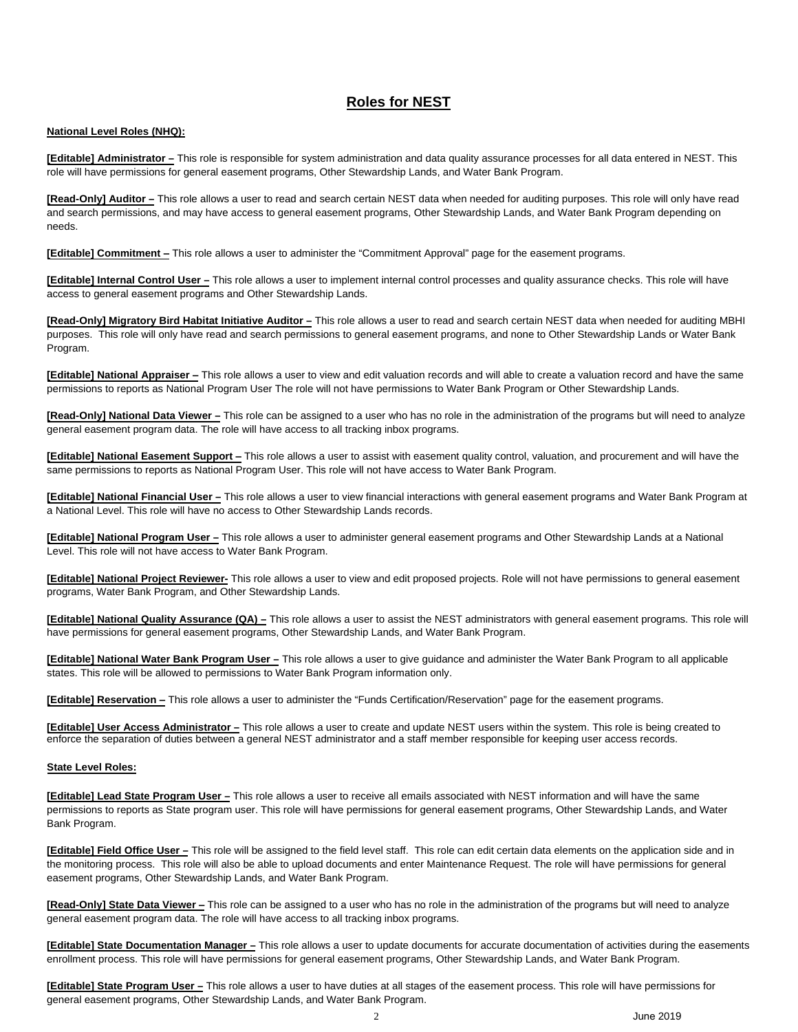# Roles for NEST

**National Level Roles (NHQ):**

**[Editable] Administrator –** This role is responsible for system administration and data quality assurance processes for all data entered in NEST. This role will have permissions for general easement programs, Other Stewardship Lands, and Water Bank Program.

**[Read-Only] Auditor –** This role allows a user to read and search certain NEST data when needed for auditing purposes. This role will only have read and search permissions, and may have access to general easement programs, Other Stewardship Lands, and Water Bank Program depending on needs.

**[Editable] Commitment –** This role allows a user to administer the "Commitment Approval" page for the easement programs.

**[Editable] Internal Control User –** This role allows a user to implement internal control processes and quality assurance checks. This role will have access to general easement programs and Other Stewardship Lands.

**[Read-Only] Migratory Bird Habitat Initiative Auditor –** This role allows a user to read and search certain NEST data when needed for auditing MBHI purposes. This role will only have read and search permissions to general easement programs, and none to Other Stewardship Lands or Water Bank Program.

**[Editable] National Appraiser –** This role allows a user to view and edit valuation records and will able to create a valuation record and have the same permissions to reports as National Program User The role will not have permissions to Water Bank Program or Other Stewardship Lands.

**[Read-Only] National Data Viewer –** This role can be assigned to a user who has no role in the administration of the programs but will need to analyze general easement program data. The role will have access to all tracking inbox programs.

**[Editable] National Easement Support –** This role allows a user to assist with easement quality control, valuation, and procurement and will have the same permissions to reports as National Program User. This role will not have access to Water Bank Program.

**[Editable] National Financial User –** This role allows a user to view financial interactions with general easement programs and Water Bank Program at a National Level. This role will have no access to Other Stewardship Lands records.

**[Editable] National Program User –** This role allows a user to administer general easement programs and Other Stewardship Lands at a National Level. This role will not have access to Water Bank Program.

**[Editable] National Project Reviewer-** This role allows a user to view and edit proposed projects. Role will not have permissions to general easement programs, Water Bank Program, and Other Stewardship Lands.

**[Editable] National Quality Assurance (QA) –** This role allows a user to assist the NEST administrators with general easement programs. This role will have permissions for general easement programs, Other Stewardship Lands, and Water Bank Program.

**[Editable] National Water Bank Program User –** This role allows a user to give guidance and administer the Water Bank Program to all applicable states. This role will be allowed to permissions to Water Bank Program information only.

**[Editable] Reservation –** This role allows a user to administer the "Funds Certification/Reservation" page for the easement programs.

**[Editable] User Access Administrator –** This role allows a user to create and update NEST users within the system. This role is being created to enforce the separation of duties between a general NEST administrator and a staff member responsible for keeping user access records.

**State Level Roles:**

**[Editable] Lead State Program User –** This role allows a user to receive all emails associated with NEST information and will have the same permissions to reports as State program user. This role will have permissions for general easement programs, Other Stewardship Lands, and Water Bank Program.

**[Editable] Field Office User –** This role will be assigned to the field level staff. This role can edit certain data elements on the application side and in the monitoring process. This role will also be able to upload documents and enter Maintenance Request. The role will have permissions for general easement programs, Other Stewardship Lands, and Water Bank Program.

**[Read-Only] State Data Viewer –** This role can be assigned to a user who has no role in the administration of the programs but will need to analyze general easement program data. The role will have access to all tracking inbox programs.

**[Editable] State Documentation Manager –** This role allows a user to update documents for accurate documentation of activities during the easements enrollment process. This role will have permissions for general easement programs, Other Stewardship Lands, and Water Bank Program.

**[Editable] State Program User –** This role allows a user to have duties at all stages of the easement process. This role will have permissions for general easement programs, Other Stewardship Lands, and Water Bank Program.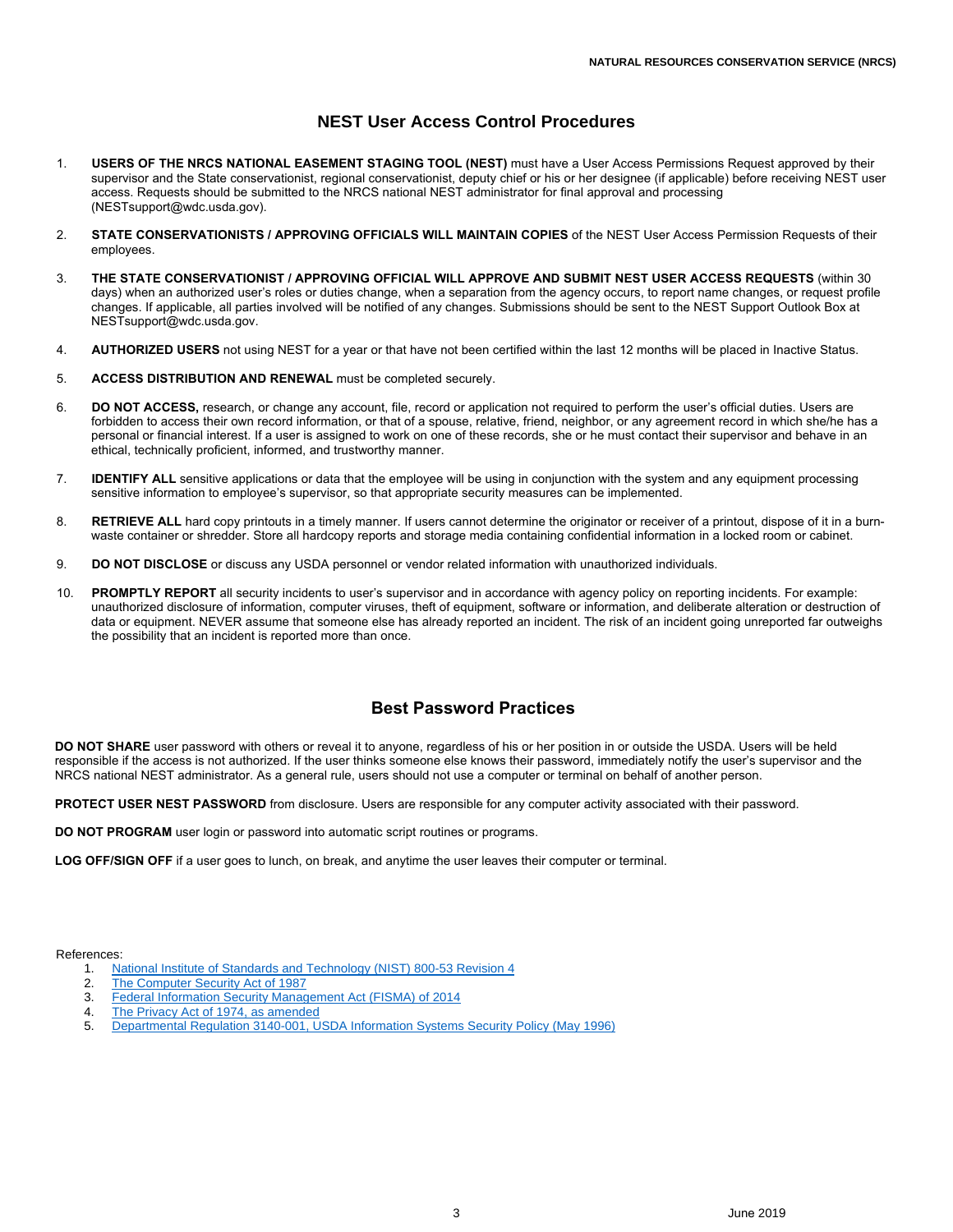## NEST User Access Control Procedures

1. **USERS OF THE NRCS NATIONAL EASEMENT STAGING TOOL (NEST)** must have a User Access Permissions Request approved by their supervisor and the State conservationist, regional conservationist, deputy chief or his or her designee (if applicable) before receiving NEST user access. Requests should be submitted to the NRCS national NEST administrator for final approval and processing (NESTsupport@wdc.usda.gov).
2. **STATE CONSERVATIONISTS / APPROVING OFFICIALS WILL MAINTAIN COPIES** of the NEST User Access Permission Requests of their employees.
3. **THE STATE CONSERVATIONIST / APPROVING OFFICIAL WILL APPROVE AND SUBMIT NEST USER ACCESS REQUESTS** (within 30 days) when an authorized user's roles or duties change, when a separation from the agency occurs, to report name changes, or request profile changes. If applicable, all parties involved will be notified of any changes. Submissions should be sent to the NEST Support Outlook Box at NESTsupport@wdc.usda.gov.
4. **AUTHORIZED USERS** not using NEST for a year or that have not been certified within the last 12 months will be placed in Inactive Status.
5. **ACCESS DISTRIBUTION AND RENEWAL** must be completed securely.
6. **DO NOT ACCESS,** research, or change any account, file, record or application not required to perform the user's official duties. Users are forbidden to access their own record information, or that of a spouse, relative, friend, neighbor, or any agreement record in which she/he has a personal or financial interest. If a user is assigned to work on one of these records, she or he must contact their supervisor and behave in an ethical, technically proficient, informed, and trustworthy manner.
7. **IDENTIFY ALL** sensitive applications or data that the employee will be using in conjunction with the system and any equipment processing sensitive information to employee's supervisor, so that appropriate security measures can be implemented.
8. **RETRIEVE ALL** hard copy printouts in a timely manner. If users cannot determine the originator or receiver of a printout, dispose of it in a burn-waste container or shredder. Store all hardcopy reports and storage media containing confidential information in a locked room or cabinet.
9. **DO NOT DISCLOSE** or discuss any USDA personnel or vendor related information with unauthorized individuals.
10. **PROMPTLY REPORT** all security incidents to user's supervisor and in accordance with agency policy on reporting incidents. For example: unauthorized disclosure of information, computer viruses, theft of equipment, software or information, and deliberate alteration or destruction of data or equipment. NEVER assume that someone else has already reported an incident. The risk of an incident going unreported far outweighs the possibility that an incident is reported more than once.

## Best Password Practices

**DO NOT SHARE** user password with others or reveal it to anyone, regardless of his or her position in or outside the USDA. Users will be held responsible if the access is not authorized. If the user thinks someone else knows their password, immediately notify the user's supervisor and the NRCS national NEST administrator. As a general rule, users should not use a computer or terminal on behalf of another person.

**PROTECT USER NEST PASSWORD** from disclosure. Users are responsible for any computer activity associated with their password.

**DO NOT PROGRAM** user login or password into automatic script routines or programs.

**LOG OFF/SIGN OFF** if a user goes to lunch, on break, and anytime the user leaves their computer or terminal.

References:

1. National Institute of Standards and Technology (NIST) 800-53 Revision 4
2. The Computer Security Act of 1987
3. Federal Information Security Management Act (FISMA) of 2014
4. The Privacy Act of 1974, as amended
5. Departmental Regulation 3140-001, USDA Information Systems Security Policy (May 1996)